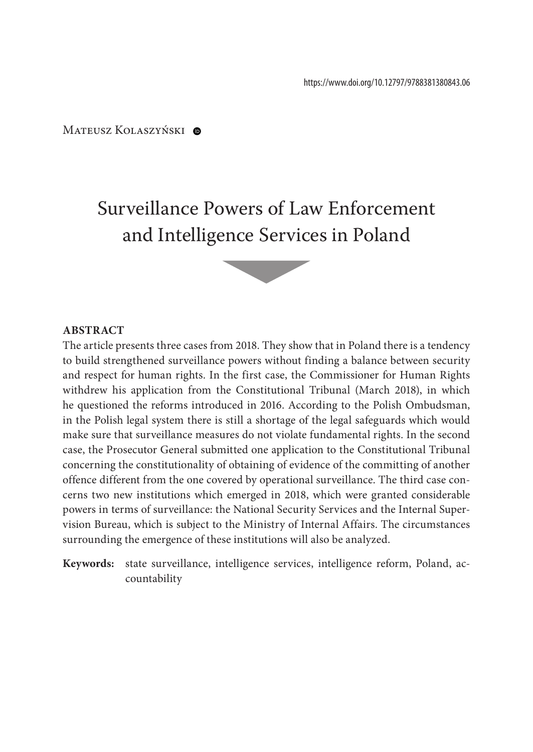https://www.doi.org/10.12797/9788381380843.06

Mateusz Kolaszyński

# Surveillance Powers of Law Enforcement and Intelligence Services in Poland

**ABSTRACT**

The article presents three cases from 2018. They show that in Poland there is a tendency to build strengthened surveillance powers without finding a balance between security and respect for human rights. In the first case, the Commissioner for Human Rights withdrew his application from the Constitutional Tribunal (March 2018), in which he questioned the reforms introduced in 2016. According to the Polish Ombudsman, in the Polish legal system there is still a shortage of the legal safeguards which would make sure that surveillance measures do not violate fundamental rights. In the second case, the Prosecutor General submitted one application to the Constitutional Tribunal concerning the constitutionality of obtaining of evidence of the committing of another offence different from the one covered by operational surveillance. The third case concerns two new institutions which emerged in 2018, which were granted considerable powers in terms of surveillance: the National Security Services and the Internal Supervision Bureau, which is subject to the Ministry of Internal Affairs. The circumstances surrounding the emergence of these institutions will also be analyzed.

**Keywords:** state surveillance, intelligence services, intelligence reform, Poland, accountability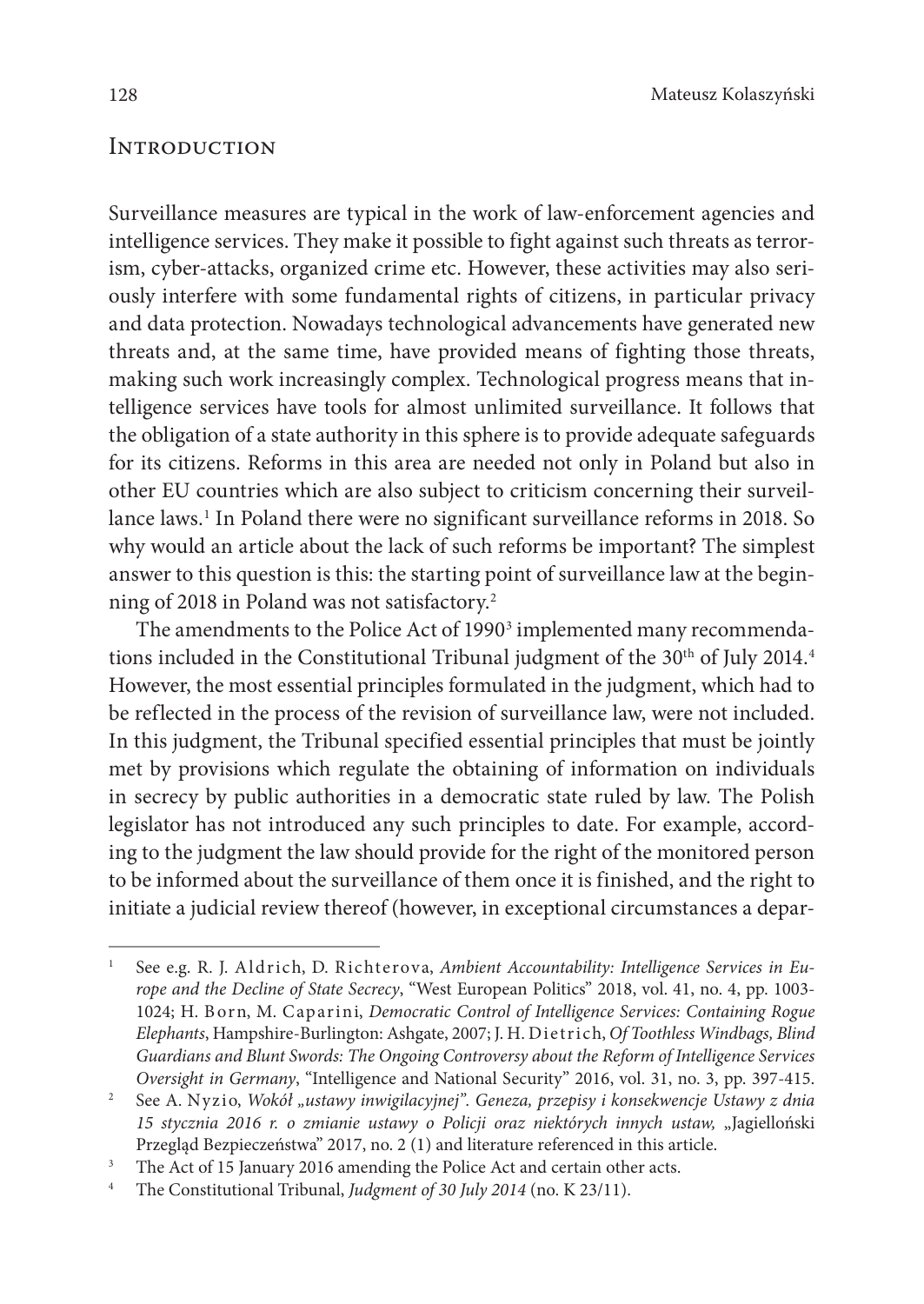## Introduction

Surveillance measures are typical in the work of law-enforcement agencies and intelligence services. They make it possible to fight against such threats as terrorism, cyber-attacks, organized crime etc. However, these activities may also seriously interfere with some fundamental rights of citizens, in particular privacy and data protection. Nowadays technological advancements have generated new threats and, at the same time, have provided means of fighting those threats, making such work increasingly complex. Technological progress means that intelligence services have tools for almost unlimited surveillance. It follows that the obligation of a state authority in this sphere is to provide adequate safeguards for its citizens. Reforms in this area are needed not only in Poland but also in other EU countries which are also subject to criticism concerning their surveillance laws.[1] In Poland there were no significant surveillance reforms in 2018. So why would an article about the lack of such reforms be important? The simplest answer to this question is this: the starting point of surveillance law at the beginning of 2018 in Poland was not satisfactory.[2]

The amendments to the Police Act of 1990[3] implemented many recommendations included in the Constitutional Tribunal judgment of the 30th of July 2014.[4] However, the most essential principles formulated in the judgment, which had to be reflected in the process of the revision of surveillance law, were not included. In this judgment, the Tribunal specified essential principles that must be jointly met by provisions which regulate the obtaining of information on individuals in secrecy by public authorities in a democratic state ruled by law. The Polish legislator has not introduced any such principles to date. For example, according to the judgment the law should provide for the right of the monitored person to be informed about the surveillance of them once it is finished, and the right to initiate a judicial review thereof (however, in exceptional circumstances a depar-

---

[1] See e.g. R. J. Aldrich, D. Richterova, *Ambient Accountability: Intelligence Services in Europe and the Decline of State Secrecy*, "West European Politics" 2018, vol. 41, no. 4, pp. 1003-1024; H. Born, M. Caparini, *Democratic Control of Intelligence Services: Containing Rogue Elephants*, Hampshire-Burlington: Ashgate, 2007; J. H. Dietrich, *Of Toothless Windbags, Blind Guardians and Blunt Swords: The Ongoing Controversy about the Reform of Intelligence Services Oversight in Germany*, "Intelligence and National Security" 2016, vol. 31, no. 3, pp. 397-415.

[2] See A. Nyzio, *Wokół „ustawy inwigilacyjnej". Geneza, przepisy i konsekwencje Ustawy z dnia 15 stycznia 2016 r. o zmianie ustawy o Policji oraz niektórych innych ustaw,* „Jagielloński Przegląd Bezpieczeństwa" 2017, no. 2 (1) and literature referenced in this article.

[3] The Act of 15 January 2016 amending the Police Act and certain other acts.

[4] The Constitutional Tribunal, *Judgment of 30 July 2014* (no. K 23/11).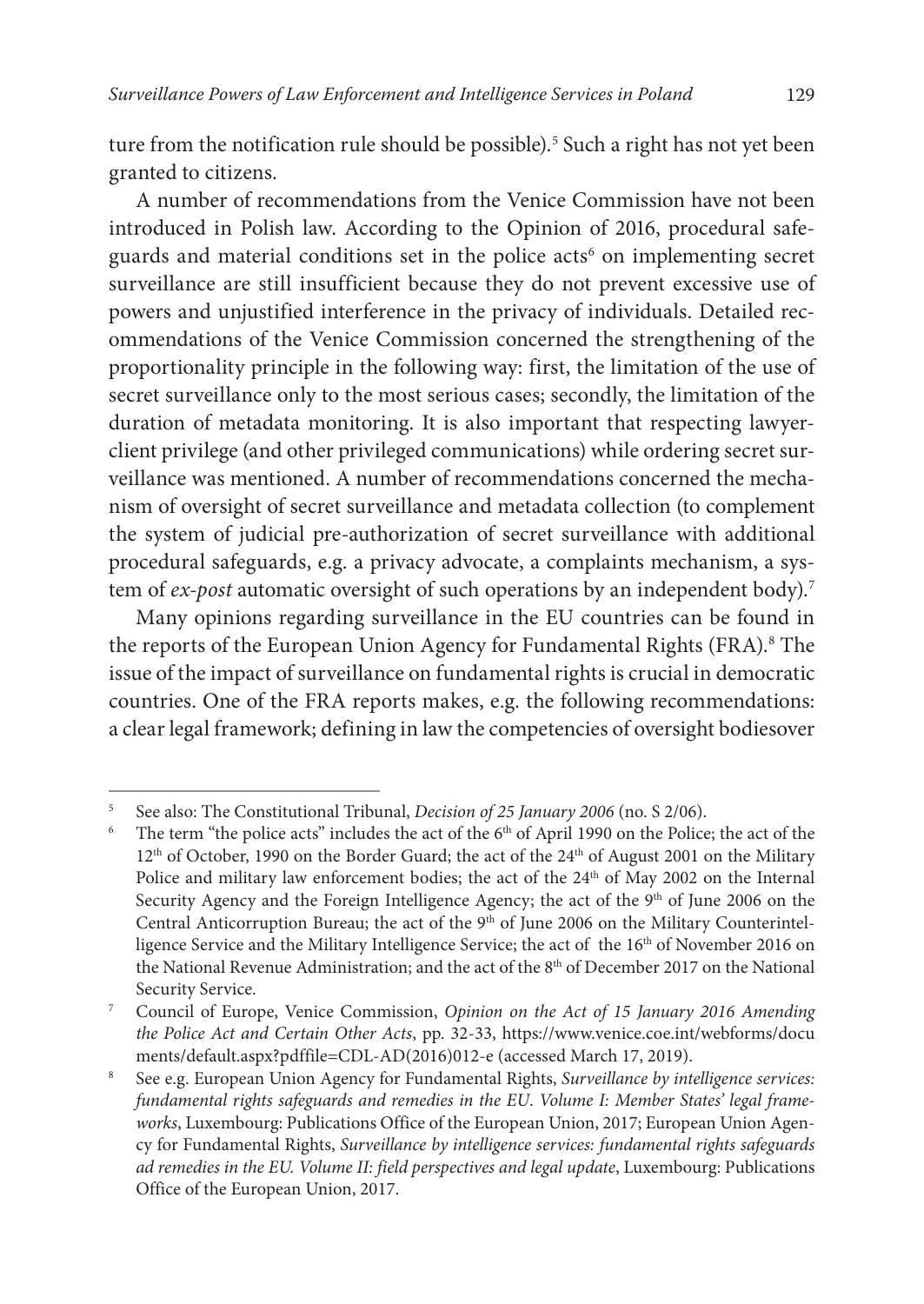ture from the notification rule should be possible).[5] Such a right has not yet been granted to citizens.

A number of recommendations from the Venice Commission have not been introduced in Polish law. According to the Opinion of 2016, procedural safeguards and material conditions set in the police acts[6] on implementing secret surveillance are still insufficient because they do not prevent excessive use of powers and unjustified interference in the privacy of individuals. Detailed recommendations of the Venice Commission concerned the strengthening of the proportionality principle in the following way: first, the limitation of the use of secret surveillance only to the most serious cases; secondly, the limitation of the duration of metadata monitoring. It is also important that respecting lawyer-client privilege (and other privileged communications) while ordering secret surveillance was mentioned. A number of recommendations concerned the mechanism of oversight of secret surveillance and metadata collection (to complement the system of judicial pre-authorization of secret surveillance with additional procedural safeguards, e.g. a privacy advocate, a complaints mechanism, a system of *ex-post* automatic oversight of such operations by an independent body).[7]

Many opinions regarding surveillance in the EU countries can be found in the reports of the European Union Agency for Fundamental Rights (FRA).[8] The issue of the impact of surveillance on fundamental rights is crucial in democratic countries. One of the FRA reports makes, e.g. the following recommendations: a clear legal framework; defining in law the competencies of oversight bodiesover

---

[5] See also: The Constitutional Tribunal, *Decision of 25 January 2006* (no. S 2/06).

[6] The term "the police acts" includes the act of the 6th of April 1990 on the Police; the act of the 12th of October, 1990 on the Border Guard; the act of the 24th of August 2001 on the Military Police and military law enforcement bodies; the act of the 24th of May 2002 on the Internal Security Agency and the Foreign Intelligence Agency; the act of the 9th of June 2006 on the Central Anticorruption Bureau; the act of the 9th of June 2006 on the Military Counterintelligence Service and the Military Intelligence Service; the act of the 16th of November 2016 on the National Revenue Administration; and the act of the 8th of December 2017 on the National Security Service.

[7] Council of Europe, Venice Commission, *Opinion on the Act of 15 January 2016 Amending the Police Act and Certain Other Acts*, pp. 32-33, https://www.venice.coe.int/webforms/documents/default.aspx?pdffile=CDL-AD(2016)012-e (accessed March 17, 2019).

[8] See e.g. European Union Agency for Fundamental Rights, *Surveillance by intelligence services: fundamental rights safeguards and remedies in the EU. Volume I: Member States' legal frameworks*, Luxembourg: Publications Office of the European Union, 2017; European Union Agency for Fundamental Rights, *Surveillance by intelligence services: fundamental rights safeguards ad remedies in the EU. Volume II: field perspectives and legal update*, Luxembourg: Publications Office of the European Union, 2017.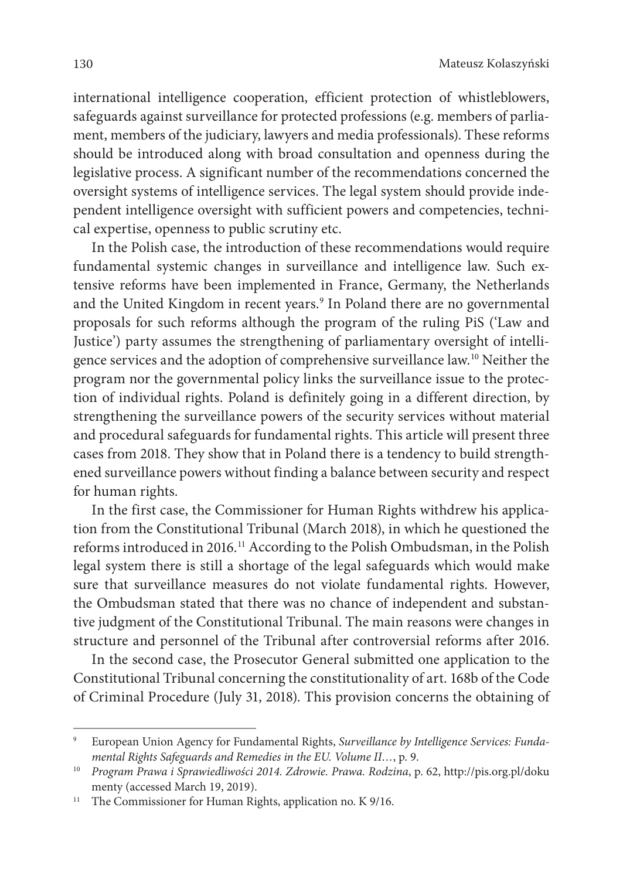international intelligence cooperation, efficient protection of whistleblowers, safeguards against surveillance for protected professions (e.g. members of parliament, members of the judiciary, lawyers and media professionals). These reforms should be introduced along with broad consultation and openness during the legislative process. A significant number of the recommendations concerned the oversight systems of intelligence services. The legal system should provide independent intelligence oversight with sufficient powers and competencies, technical expertise, openness to public scrutiny etc.

In the Polish case, the introduction of these recommendations would require fundamental systemic changes in surveillance and intelligence law. Such extensive reforms have been implemented in France, Germany, the Netherlands and the United Kingdom in recent years.[9] In Poland there are no governmental proposals for such reforms although the program of the ruling PiS ('Law and Justice') party assumes the strengthening of parliamentary oversight of intelligence services and the adoption of comprehensive surveillance law.[10] Neither the program nor the governmental policy links the surveillance issue to the protection of individual rights. Poland is definitely going in a different direction, by strengthening the surveillance powers of the security services without material and procedural safeguards for fundamental rights. This article will present three cases from 2018. They show that in Poland there is a tendency to build strengthened surveillance powers without finding a balance between security and respect for human rights.

In the first case, the Commissioner for Human Rights withdrew his application from the Constitutional Tribunal (March 2018), in which he questioned the reforms introduced in 2016.[11] According to the Polish Ombudsman, in the Polish legal system there is still a shortage of the legal safeguards which would make sure that surveillance measures do not violate fundamental rights. However, the Ombudsman stated that there was no chance of independent and substantive judgment of the Constitutional Tribunal. The main reasons were changes in structure and personnel of the Tribunal after controversial reforms after 2016.

In the second case, the Prosecutor General submitted one application to the Constitutional Tribunal concerning the constitutionality of art. 168b of the Code of Criminal Procedure (July 31, 2018). This provision concerns the obtaining of

---

[9] European Union Agency for Fundamental Rights, *Surveillance by Intelligence Services: Fundamental Rights Safeguards and Remedies in the EU. Volume II…*, p. 9.

[10] *Program Prawa i Sprawiedliwości 2014. Zdrowie. Prawa. Rodzina*, p. 62, http://pis.org.pl/dokumenty (accessed March 19, 2019).

[11] The Commissioner for Human Rights, application no. K 9/16.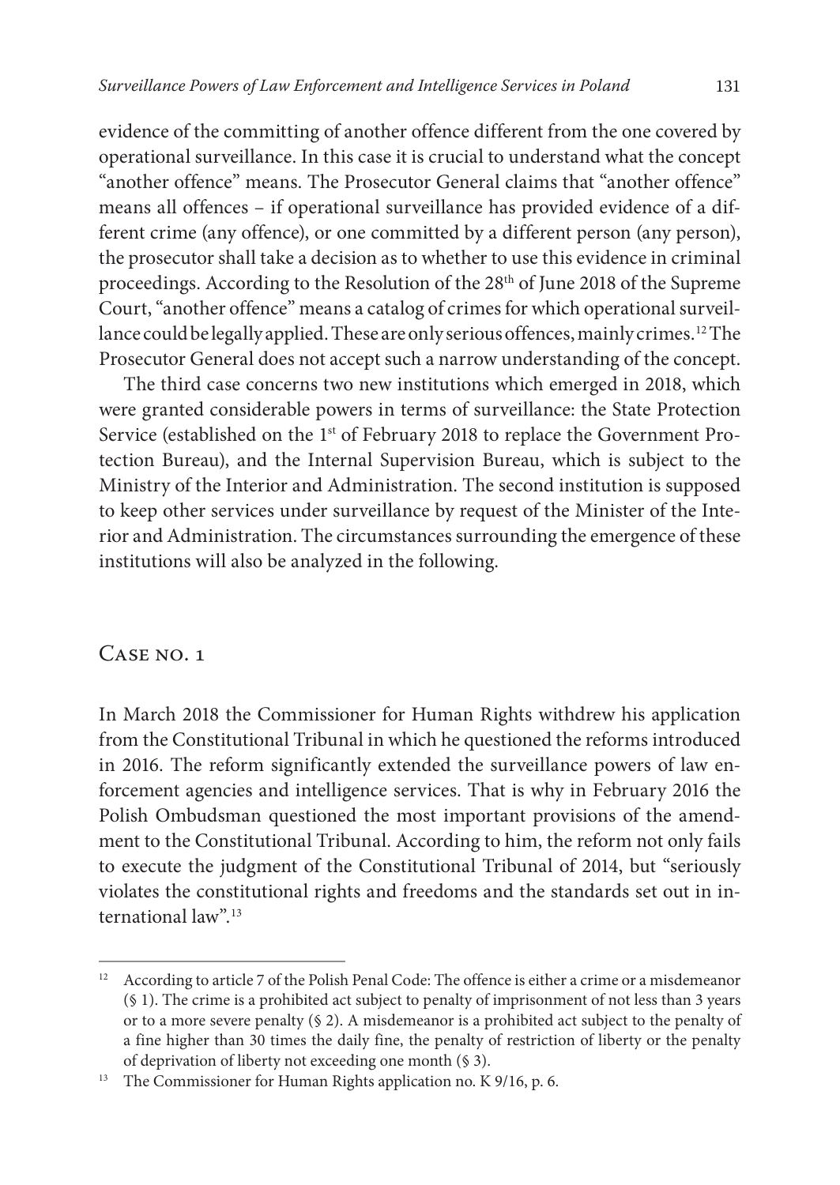evidence of the committing of another offence different from the one covered by operational surveillance. In this case it is crucial to understand what the concept "another offence" means. The Prosecutor General claims that "another offence" means all offences – if operational surveillance has provided evidence of a different crime (any offence), or one committed by a different person (any person), the prosecutor shall take a decision as to whether to use this evidence in criminal proceedings. According to the Resolution of the 28th of June 2018 of the Supreme Court, "another offence" means a catalog of crimes for which operational surveillance could be legally applied. These are only serious offences, mainly crimes.[12] The Prosecutor General does not accept such a narrow understanding of the concept.

The third case concerns two new institutions which emerged in 2018, which were granted considerable powers in terms of surveillance: the State Protection Service (established on the 1st of February 2018 to replace the Government Protection Bureau), and the Internal Supervision Bureau, which is subject to the Ministry of the Interior and Administration. The second institution is supposed to keep other services under surveillance by request of the Minister of the Interior and Administration. The circumstances surrounding the emergence of these institutions will also be analyzed in the following.

## Case no. 1

In March 2018 the Commissioner for Human Rights withdrew his application from the Constitutional Tribunal in which he questioned the reforms introduced in 2016. The reform significantly extended the surveillance powers of law enforcement agencies and intelligence services. That is why in February 2016 the Polish Ombudsman questioned the most important provisions of the amendment to the Constitutional Tribunal. According to him, the reform not only fails to execute the judgment of the Constitutional Tribunal of 2014, but "seriously violates the constitutional rights and freedoms and the standards set out in international law".[13]

---

[12] According to article 7 of the Polish Penal Code: The offence is either a crime or a misdemeanor (§ 1). The crime is a prohibited act subject to penalty of imprisonment of not less than 3 years or to a more severe penalty (§ 2). A misdemeanor is a prohibited act subject to the penalty of a fine higher than 30 times the daily fine, the penalty of restriction of liberty or the penalty of deprivation of liberty not exceeding one month (§ 3).

[13] The Commissioner for Human Rights application no. K 9/16, p. 6.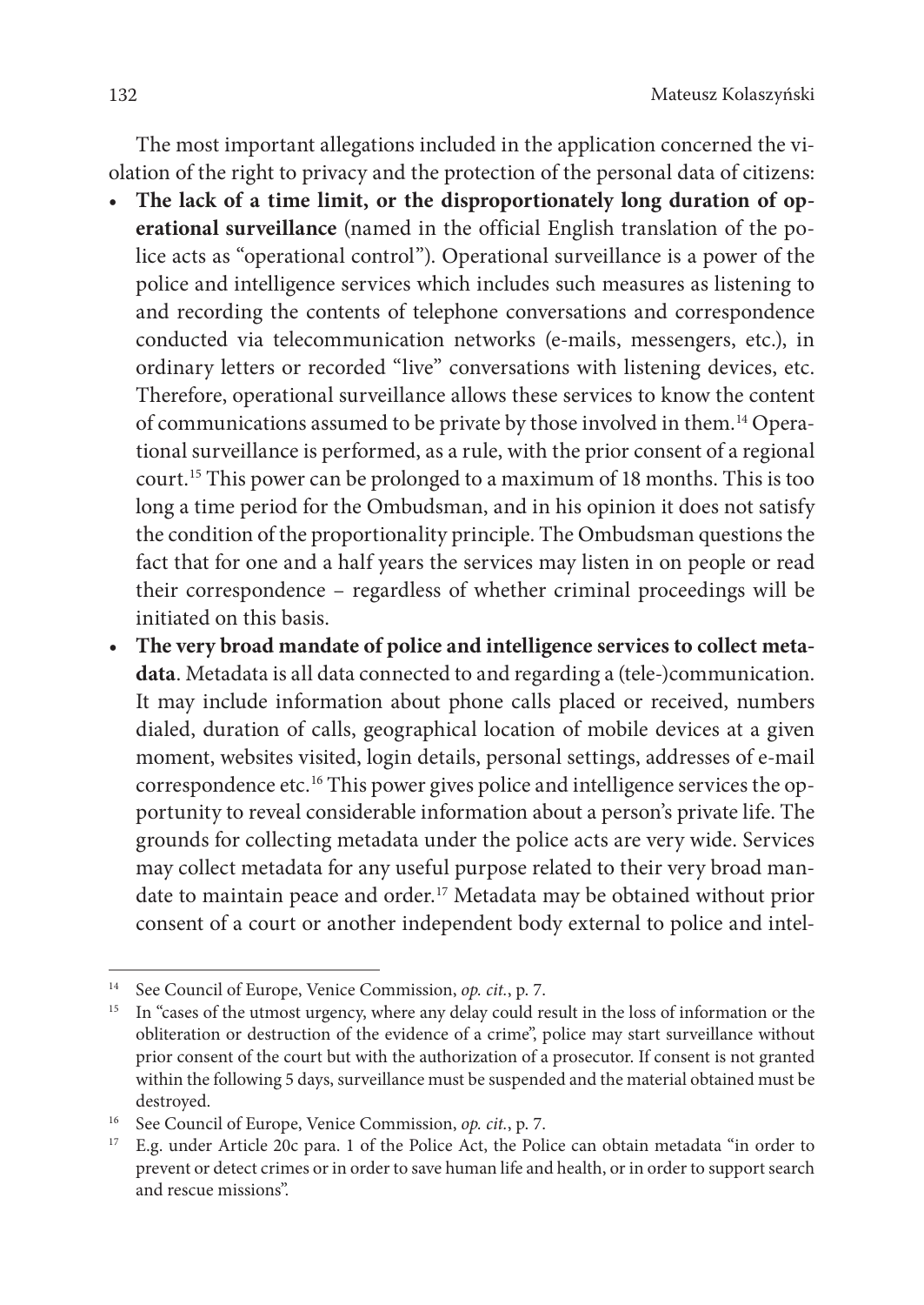The most important allegations included in the application concerned the violation of the right to privacy and the protection of the personal data of citizens:

- **The lack of a time limit, or the disproportionately long duration of operational surveillance** (named in the official English translation of the police acts as "operational control"). Operational surveillance is a power of the police and intelligence services which includes such measures as listening to and recording the contents of telephone conversations and correspondence conducted via telecommunication networks (e-mails, messengers, etc.), in ordinary letters or recorded "live" conversations with listening devices, etc. Therefore, operational surveillance allows these services to know the content of communications assumed to be private by those involved in them.[14] Operational surveillance is performed, as a rule, with the prior consent of a regional court.[15] This power can be prolonged to a maximum of 18 months. This is too long a time period for the Ombudsman, and in his opinion it does not satisfy the condition of the proportionality principle. The Ombudsman questions the fact that for one and a half years the services may listen in on people or read their correspondence – regardless of whether criminal proceedings will be initiated on this basis.
- **The very broad mandate of police and intelligence services to collect metadata**. Metadata is all data connected to and regarding a (tele-)communication. It may include information about phone calls placed or received, numbers dialed, duration of calls, geographical location of mobile devices at a given moment, websites visited, login details, personal settings, addresses of e-mail correspondence etc.[16] This power gives police and intelligence services the opportunity to reveal considerable information about a person's private life. The grounds for collecting metadata under the police acts are very wide. Services may collect metadata for any useful purpose related to their very broad mandate to maintain peace and order.[17] Metadata may be obtained without prior consent of a court or another independent body external to police and intel-

---

[14] See Council of Europe, Venice Commission, *op. cit.*, p. 7.

[15] In "cases of the utmost urgency, where any delay could result in the loss of information or the obliteration or destruction of the evidence of a crime", police may start surveillance without prior consent of the court but with the authorization of a prosecutor. If consent is not granted within the following 5 days, surveillance must be suspended and the material obtained must be destroyed.

[16] See Council of Europe, Venice Commission, *op. cit.*, p. 7.

[17] E.g. under Article 20c para. 1 of the Police Act, the Police can obtain metadata "in order to prevent or detect crimes or in order to save human life and health, or in order to support search and rescue missions".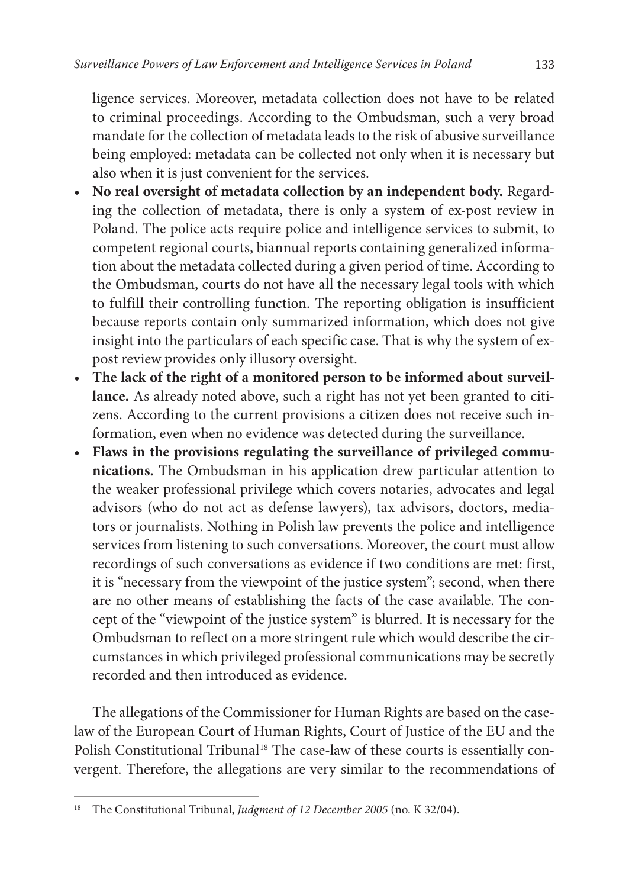ligence services. Moreover, metadata collection does not have to be related to criminal proceedings. According to the Ombudsman, such a very broad mandate for the collection of metadata leads to the risk of abusive surveillance being employed: metadata can be collected not only when it is necessary but also when it is just convenient for the services.

- **No real oversight of metadata collection by an independent body.** Regarding the collection of metadata, there is only a system of ex-post review in Poland. The police acts require police and intelligence services to submit, to competent regional courts, biannual reports containing generalized information about the metadata collected during a given period of time. According to the Ombudsman, courts do not have all the necessary legal tools with which to fulfill their controlling function. The reporting obligation is insufficient because reports contain only summarized information, which does not give insight into the particulars of each specific case. That is why the system of ex-post review provides only illusory oversight.
- **The lack of the right of a monitored person to be informed about surveillance.** As already noted above, such a right has not yet been granted to citizens. According to the current provisions a citizen does not receive such information, even when no evidence was detected during the surveillance.
- **Flaws in the provisions regulating the surveillance of privileged communications.** The Ombudsman in his application drew particular attention to the weaker professional privilege which covers notaries, advocates and legal advisors (who do not act as defense lawyers), tax advisors, doctors, mediators or journalists. Nothing in Polish law prevents the police and intelligence services from listening to such conversations. Moreover, the court must allow recordings of such conversations as evidence if two conditions are met: first, it is "necessary from the viewpoint of the justice system"; second, when there are no other means of establishing the facts of the case available. The concept of the "viewpoint of the justice system" is blurred. It is necessary for the Ombudsman to reflect on a more stringent rule which would describe the circumstances in which privileged professional communications may be secretly recorded and then introduced as evidence.

The allegations of the Commissioner for Human Rights are based on the case-law of the European Court of Human Rights, Court of Justice of the EU and the Polish Constitutional Tribunal[18] The case-law of these courts is essentially convergent. Therefore, the allegations are very similar to the recommendations of

---

[18] The Constitutional Tribunal, *Judgment of 12 December 2005* (no. K 32/04).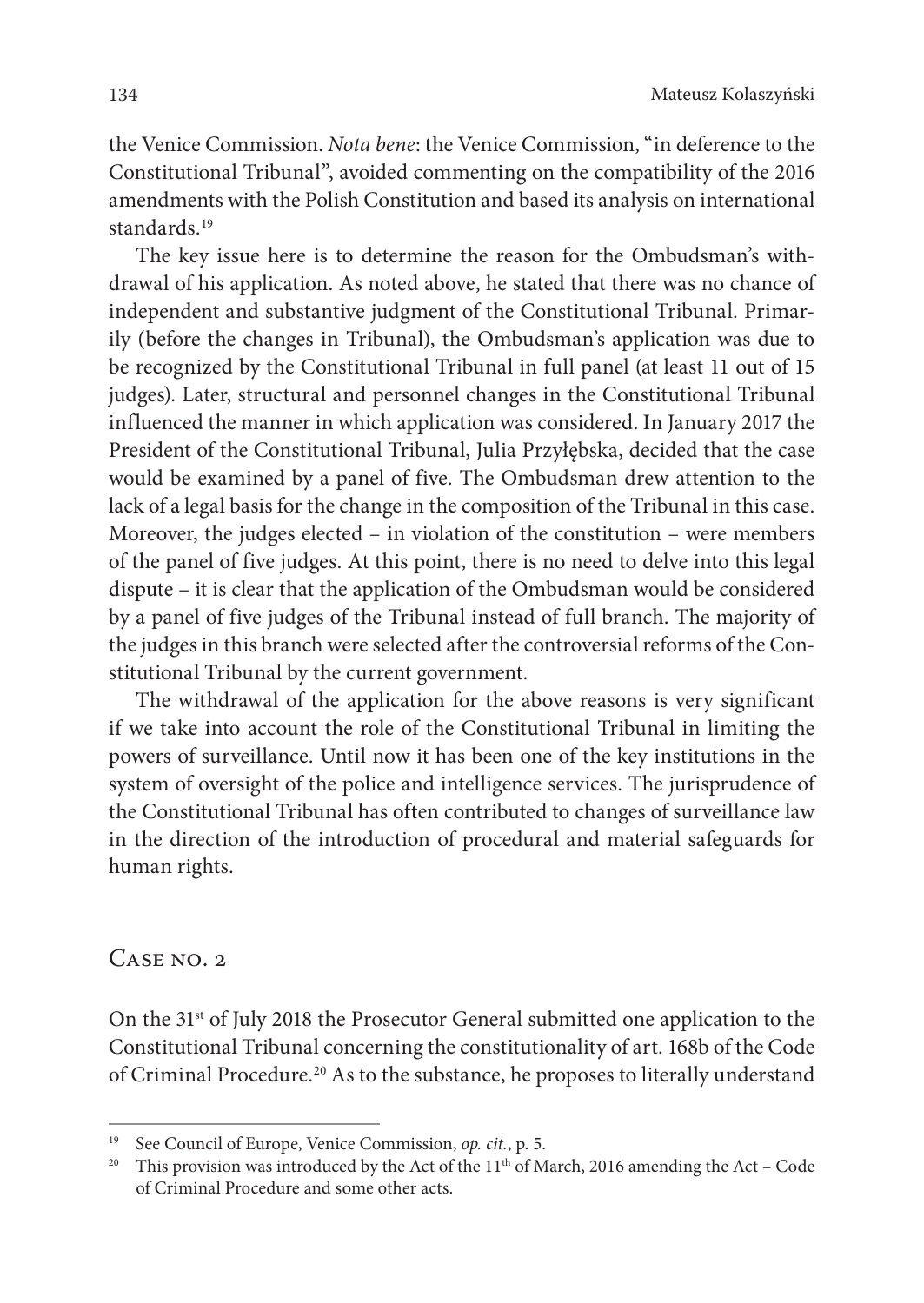the Venice Commission. *Nota bene*: the Venice Commission, "in deference to the Constitutional Tribunal", avoided commenting on the compatibility of the 2016 amendments with the Polish Constitution and based its analysis on international standards.[19]

The key issue here is to determine the reason for the Ombudsman's withdrawal of his application. As noted above, he stated that there was no chance of independent and substantive judgment of the Constitutional Tribunal. Primarily (before the changes in Tribunal), the Ombudsman's application was due to be recognized by the Constitutional Tribunal in full panel (at least 11 out of 15 judges). Later, structural and personnel changes in the Constitutional Tribunal influenced the manner in which application was considered. In January 2017 the President of the Constitutional Tribunal, Julia Przyłębska, decided that the case would be examined by a panel of five. The Ombudsman drew attention to the lack of a legal basis for the change in the composition of the Tribunal in this case. Moreover, the judges elected – in violation of the constitution – were members of the panel of five judges. At this point, there is no need to delve into this legal dispute – it is clear that the application of the Ombudsman would be considered by a panel of five judges of the Tribunal instead of full branch. The majority of the judges in this branch were selected after the controversial reforms of the Constitutional Tribunal by the current government.

The withdrawal of the application for the above reasons is very significant if we take into account the role of the Constitutional Tribunal in limiting the powers of surveillance. Until now it has been one of the key institutions in the system of oversight of the police and intelligence services. The jurisprudence of the Constitutional Tribunal has often contributed to changes of surveillance law in the direction of the introduction of procedural and material safeguards for human rights.

## Case no. 2

On the 31st of July 2018 the Prosecutor General submitted one application to the Constitutional Tribunal concerning the constitutionality of art. 168b of the Code of Criminal Procedure.[20] As to the substance, he proposes to literally understand

---

[19] See Council of Europe, Venice Commission, *op. cit.*, p. 5.

[20] This provision was introduced by the Act of the 11th of March, 2016 amending the Act – Code of Criminal Procedure and some other acts.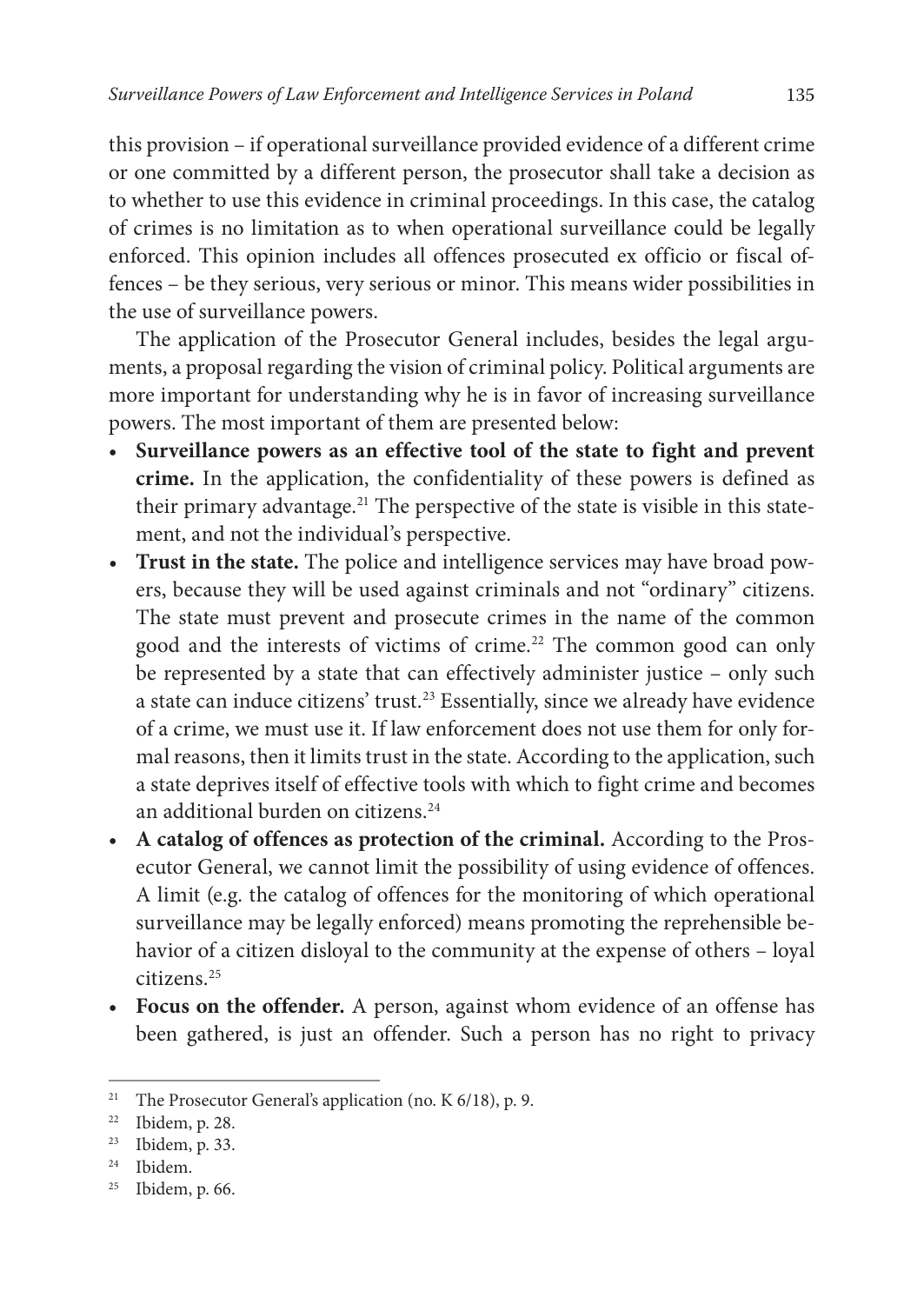this provision – if operational surveillance provided evidence of a different crime or one committed by a different person, the prosecutor shall take a decision as to whether to use this evidence in criminal proceedings. In this case, the catalog of crimes is no limitation as to when operational surveillance could be legally enforced. This opinion includes all offences prosecuted ex officio or fiscal offences – be they serious, very serious or minor. This means wider possibilities in the use of surveillance powers.

The application of the Prosecutor General includes, besides the legal arguments, a proposal regarding the vision of criminal policy. Political arguments are more important for understanding why he is in favor of increasing surveillance powers. The most important of them are presented below:

- **Surveillance powers as an effective tool of the state to fight and prevent crime.** In the application, the confidentiality of these powers is defined as their primary advantage.[21] The perspective of the state is visible in this statement, and not the individual's perspective.
- **Trust in the state.** The police and intelligence services may have broad powers, because they will be used against criminals and not "ordinary" citizens. The state must prevent and prosecute crimes in the name of the common good and the interests of victims of crime.[22] The common good can only be represented by a state that can effectively administer justice – only such a state can induce citizens' trust.[23] Essentially, since we already have evidence of a crime, we must use it. If law enforcement does not use them for only formal reasons, then it limits trust in the state. According to the application, such a state deprives itself of effective tools with which to fight crime and becomes an additional burden on citizens.[24]
- **A catalog of offences as protection of the criminal.** According to the Prosecutor General, we cannot limit the possibility of using evidence of offences. A limit (e.g. the catalog of offences for the monitoring of which operational surveillance may be legally enforced) means promoting the reprehensible behavior of a citizen disloyal to the community at the expense of others – loyal citizens.[25]
- **Focus on the offender.** A person, against whom evidence of an offense has been gathered, is just an offender. Such a person has no right to privacy

---

[21] The Prosecutor General's application (no. K 6/18), p. 9.

[22] Ibidem, p. 28.

[23] Ibidem, p. 33.

[24] Ibidem.

[25] Ibidem, p. 66.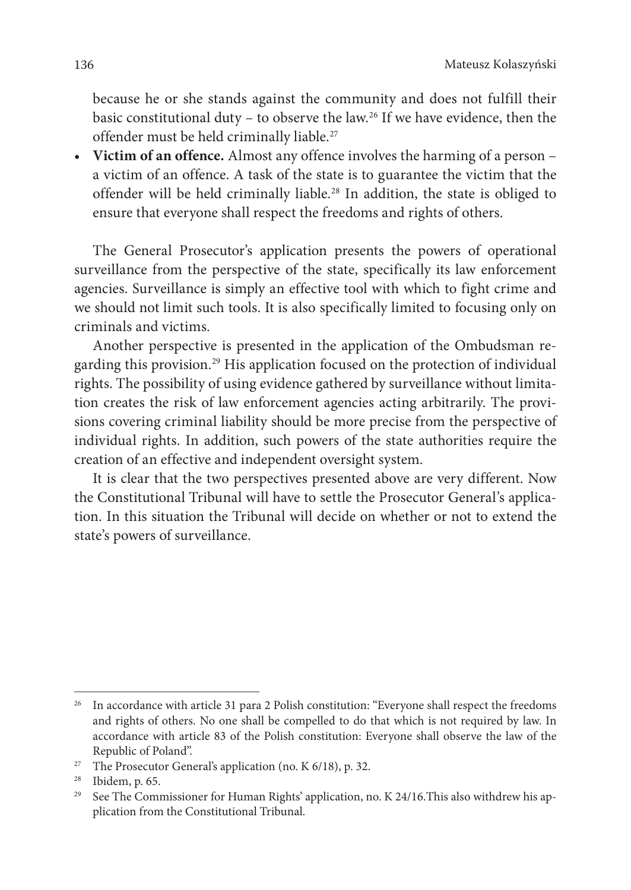because he or she stands against the community and does not fulfill their basic constitutional duty – to observe the law.[26] If we have evidence, then the offender must be held criminally liable.[27]

- **Victim of an offence.** Almost any offence involves the harming of a person – a victim of an offence. A task of the state is to guarantee the victim that the offender will be held criminally liable.[28] In addition, the state is obliged to ensure that everyone shall respect the freedoms and rights of others.

The General Prosecutor's application presents the powers of operational surveillance from the perspective of the state, specifically its law enforcement agencies. Surveillance is simply an effective tool with which to fight crime and we should not limit such tools. It is also specifically limited to focusing only on criminals and victims.

Another perspective is presented in the application of the Ombudsman regarding this provision.[29] His application focused on the protection of individual rights. The possibility of using evidence gathered by surveillance without limitation creates the risk of law enforcement agencies acting arbitrarily. The provisions covering criminal liability should be more precise from the perspective of individual rights. In addition, such powers of the state authorities require the creation of an effective and independent oversight system.

It is clear that the two perspectives presented above are very different. Now the Constitutional Tribunal will have to settle the Prosecutor General's application. In this situation the Tribunal will decide on whether or not to extend the state's powers of surveillance.

---

[26] In accordance with article 31 para 2 Polish constitution: "Everyone shall respect the freedoms and rights of others. No one shall be compelled to do that which is not required by law. In accordance with article 83 of the Polish constitution: Everyone shall observe the law of the Republic of Poland".

[27] The Prosecutor General's application (no. K 6/18), p. 32.

[28] Ibidem, p. 65.

[29] See The Commissioner for Human Rights' application, no. K 24/16.This also withdrew his application from the Constitutional Tribunal.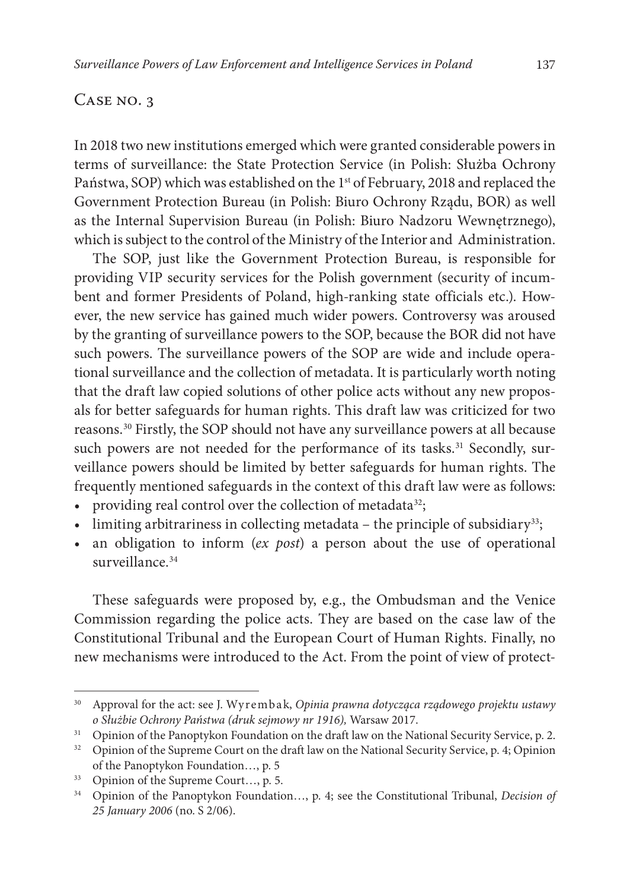## Case no. 3

In 2018 two new institutions emerged which were granted considerable powers in terms of surveillance: the State Protection Service (in Polish: Służba Ochrony Państwa, SOP) which was established on the 1st of February, 2018 and replaced the Government Protection Bureau (in Polish: Biuro Ochrony Rządu, BOR) as well as the Internal Supervision Bureau (in Polish: Biuro Nadzoru Wewnętrznego), which is subject to the control of the Ministry of the Interior and Administration.

The SOP, just like the Government Protection Bureau, is responsible for providing VIP security services for the Polish government (security of incumbent and former Presidents of Poland, high-ranking state officials etc.). However, the new service has gained much wider powers. Controversy was aroused by the granting of surveillance powers to the SOP, because the BOR did not have such powers. The surveillance powers of the SOP are wide and include operational surveillance and the collection of metadata. It is particularly worth noting that the draft law copied solutions of other police acts without any new proposals for better safeguards for human rights. This draft law was criticized for two reasons.[30] Firstly, the SOP should not have any surveillance powers at all because such powers are not needed for the performance of its tasks.[31] Secondly, surveillance powers should be limited by better safeguards for human rights. The frequently mentioned safeguards in the context of this draft law were as follows:

- providing real control over the collection of metadata[32];
- limiting arbitrariness in collecting metadata – the principle of subsidiary[33];
- an obligation to inform (*ex post*) a person about the use of operational surveillance.[34]

These safeguards were proposed by, e.g., the Ombudsman and the Venice Commission regarding the police acts. They are based on the case law of the Constitutional Tribunal and the European Court of Human Rights. Finally, no new mechanisms were introduced to the Act. From the point of view of protect-

---

[30] Approval for the act: see J. Wyrembak, *Opinia prawna dotycząca rządowego projektu ustawy o Służbie Ochrony Państwa (druk sejmowy nr 1916),* Warsaw 2017.

[31] Opinion of the Panoptykon Foundation on the draft law on the National Security Service, p. 2.

[32] Opinion of the Supreme Court on the draft law on the National Security Service, p. 4; Opinion of the Panoptykon Foundation…, p. 5

[33] Opinion of the Supreme Court…, p. 5.

[34] Opinion of the Panoptykon Foundation…, p. 4; see the Constitutional Tribunal, *Decision of 25 January 2006* (no. S 2/06).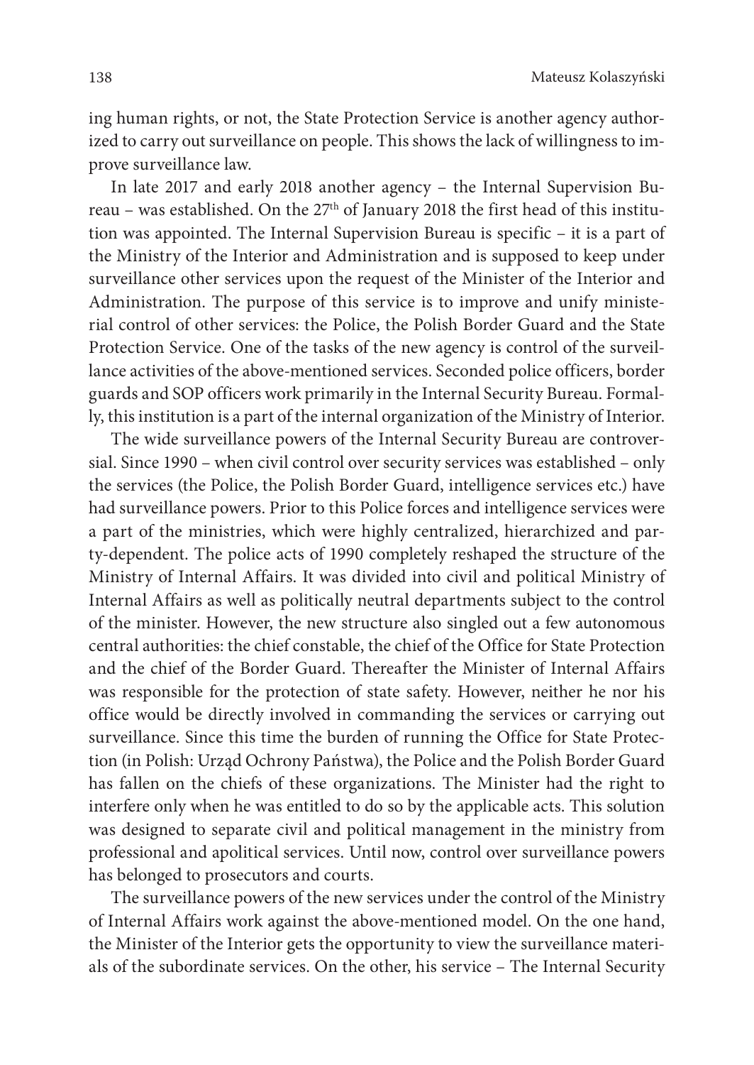ing human rights, or not, the State Protection Service is another agency authorized to carry out surveillance on people. This shows the lack of willingness to improve surveillance law.

In late 2017 and early 2018 another agency – the Internal Supervision Bureau – was established. On the 27th of January 2018 the first head of this institution was appointed. The Internal Supervision Bureau is specific – it is a part of the Ministry of the Interior and Administration and is supposed to keep under surveillance other services upon the request of the Minister of the Interior and Administration. The purpose of this service is to improve and unify ministerial control of other services: the Police, the Polish Border Guard and the State Protection Service. One of the tasks of the new agency is control of the surveillance activities of the above-mentioned services. Seconded police officers, border guards and SOP officers work primarily in the Internal Security Bureau. Formally, this institution is a part of the internal organization of the Ministry of Interior.

The wide surveillance powers of the Internal Security Bureau are controversial. Since 1990 – when civil control over security services was established – only the services (the Police, the Polish Border Guard, intelligence services etc.) have had surveillance powers. Prior to this Police forces and intelligence services were a part of the ministries, which were highly centralized, hierarchized and party-dependent. The police acts of 1990 completely reshaped the structure of the Ministry of Internal Affairs. It was divided into civil and political Ministry of Internal Affairs as well as politically neutral departments subject to the control of the minister. However, the new structure also singled out a few autonomous central authorities: the chief constable, the chief of the Office for State Protection and the chief of the Border Guard. Thereafter the Minister of Internal Affairs was responsible for the protection of state safety. However, neither he nor his office would be directly involved in commanding the services or carrying out surveillance. Since this time the burden of running the Office for State Protection (in Polish: Urząd Ochrony Państwa), the Police and the Polish Border Guard has fallen on the chiefs of these organizations. The Minister had the right to interfere only when he was entitled to do so by the applicable acts. This solution was designed to separate civil and political management in the ministry from professional and apolitical services. Until now, control over surveillance powers has belonged to prosecutors and courts.

The surveillance powers of the new services under the control of the Ministry of Internal Affairs work against the above-mentioned model. On the one hand, the Minister of the Interior gets the opportunity to view the surveillance materials of the subordinate services. On the other, his service – The Internal Security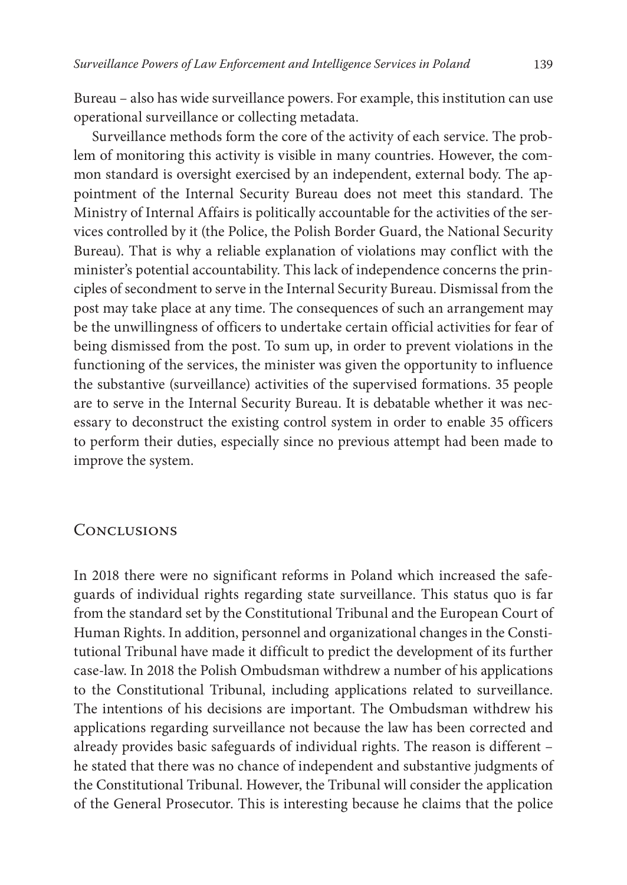Bureau – also has wide surveillance powers. For example, this institution can use operational surveillance or collecting metadata.

Surveillance methods form the core of the activity of each service. The problem of monitoring this activity is visible in many countries. However, the common standard is oversight exercised by an independent, external body. The appointment of the Internal Security Bureau does not meet this standard. The Ministry of Internal Affairs is politically accountable for the activities of the services controlled by it (the Police, the Polish Border Guard, the National Security Bureau). That is why a reliable explanation of violations may conflict with the minister's potential accountability. This lack of independence concerns the principles of secondment to serve in the Internal Security Bureau. Dismissal from the post may take place at any time. The consequences of such an arrangement may be the unwillingness of officers to undertake certain official activities for fear of being dismissed from the post. To sum up, in order to prevent violations in the functioning of the services, the minister was given the opportunity to influence the substantive (surveillance) activities of the supervised formations. 35 people are to serve in the Internal Security Bureau. It is debatable whether it was necessary to deconstruct the existing control system in order to enable 35 officers to perform their duties, especially since no previous attempt had been made to improve the system.

## Conclusions

In 2018 there were no significant reforms in Poland which increased the safeguards of individual rights regarding state surveillance. This status quo is far from the standard set by the Constitutional Tribunal and the European Court of Human Rights. In addition, personnel and organizational changes in the Constitutional Tribunal have made it difficult to predict the development of its further case-law. In 2018 the Polish Ombudsman withdrew a number of his applications to the Constitutional Tribunal, including applications related to surveillance. The intentions of his decisions are important. The Ombudsman withdrew his applications regarding surveillance not because the law has been corrected and already provides basic safeguards of individual rights. The reason is different – he stated that there was no chance of independent and substantive judgments of the Constitutional Tribunal. However, the Tribunal will consider the application of the General Prosecutor. This is interesting because he claims that the police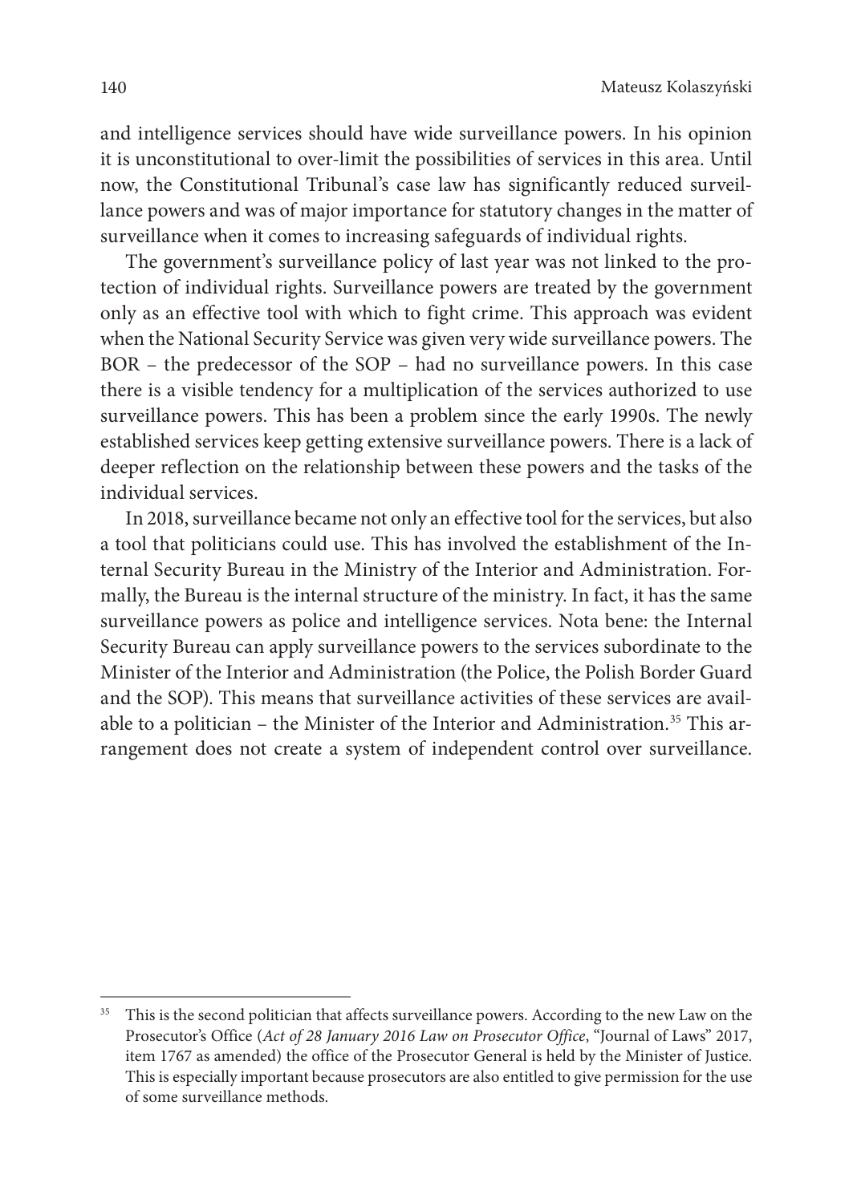and intelligence services should have wide surveillance powers. In his opinion it is unconstitutional to over-limit the possibilities of services in this area. Until now, the Constitutional Tribunal's case law has significantly reduced surveillance powers and was of major importance for statutory changes in the matter of surveillance when it comes to increasing safeguards of individual rights.

The government's surveillance policy of last year was not linked to the protection of individual rights. Surveillance powers are treated by the government only as an effective tool with which to fight crime. This approach was evident when the National Security Service was given very wide surveillance powers. The BOR – the predecessor of the SOP – had no surveillance powers. In this case there is a visible tendency for a multiplication of the services authorized to use surveillance powers. This has been a problem since the early 1990s. The newly established services keep getting extensive surveillance powers. There is a lack of deeper reflection on the relationship between these powers and the tasks of the individual services.

In 2018, surveillance became not only an effective tool for the services, but also a tool that politicians could use. This has involved the establishment of the Internal Security Bureau in the Ministry of the Interior and Administration. Formally, the Bureau is the internal structure of the ministry. In fact, it has the same surveillance powers as police and intelligence services. Nota bene: the Internal Security Bureau can apply surveillance powers to the services subordinate to the Minister of the Interior and Administration (the Police, the Polish Border Guard and the SOP). This means that surveillance activities of these services are available to a politician – the Minister of the Interior and Administration.[35] This arrangement does not create a system of independent control over surveillance.

---

[35] This is the second politician that affects surveillance powers. According to the new Law on the Prosecutor's Office (*Act of 28 January 2016 Law on Prosecutor Office*, "Journal of Laws" 2017, item 1767 as amended) the office of the Prosecutor General is held by the Minister of Justice. This is especially important because prosecutors are also entitled to give permission for the use of some surveillance methods.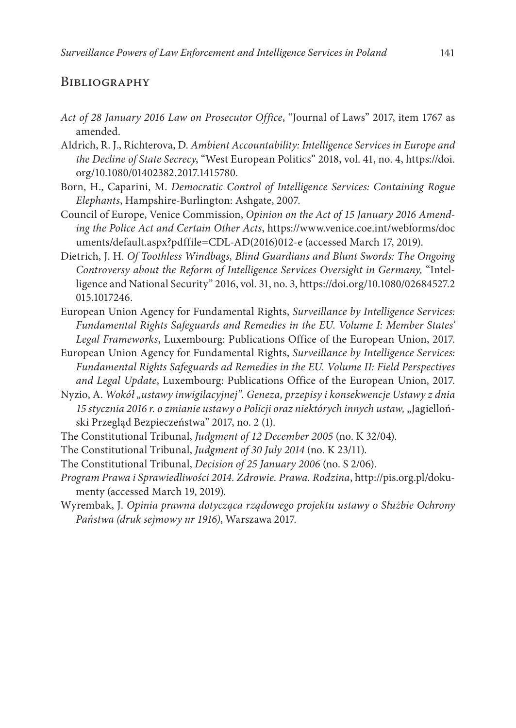## Bibliography

*Act of 28 January 2016 Law on Prosecutor Office*, "Journal of Laws" 2017, item 1767 as amended.

Aldrich, R. J., Richterova, D. *Ambient Accountability: Intelligence Services in Europe and the Decline of State Secrecy*, "West European Politics" 2018, vol. 41, no. 4, https://doi.org/10.1080/01402382.2017.1415780.

Born, H., Caparini, M. *Democratic Control of Intelligence Services: Containing Rogue Elephants*, Hampshire-Burlington: Ashgate, 2007.

Council of Europe, Venice Commission, *Opinion on the Act of 15 January 2016 Amending the Police Act and Certain Other Acts*, https://www.venice.coe.int/webforms/documents/default.aspx?pdffile=CDL-AD(2016)012-e (accessed March 17, 2019).

Dietrich, J. H. *Of Toothless Windbags, Blind Guardians and Blunt Swords: The Ongoing Controversy about the Reform of Intelligence Services Oversight in Germany,* "Intelligence and National Security" 2016, vol. 31, no. 3, https://doi.org/10.1080/02684527.2015.1017246.

European Union Agency for Fundamental Rights, *Surveillance by Intelligence Services: Fundamental Rights Safeguards and Remedies in the EU. Volume I: Member States' Legal Frameworks*, Luxembourg: Publications Office of the European Union, 2017.

European Union Agency for Fundamental Rights, *Surveillance by Intelligence Services: Fundamental Rights Safeguards ad Remedies in the EU. Volume II: Field Perspectives and Legal Update*, Luxembourg: Publications Office of the European Union, 2017.

Nyzio, A. *Wokół „ustawy inwigilacyjnej". Geneza, przepisy i konsekwencje Ustawy z dnia 15 stycznia 2016 r. o zmianie ustawy o Policji oraz niektórych innych ustaw,* „Jagielloński Przegląd Bezpieczeństwa" 2017, no. 2 (1).

The Constitutional Tribunal, *Judgment of 12 December 2005* (no. K 32/04).

The Constitutional Tribunal, *Judgment of 30 July 2014* (no. K 23/11).

The Constitutional Tribunal, *Decision of 25 January 2006* (no. S 2/06).

*Program Prawa i Sprawiedliwości 2014. Zdrowie. Prawa. Rodzina*, http://pis.org.pl/dokumenty (accessed March 19, 2019).

Wyrembak, J. *Opinia prawna dotycząca rządowego projektu ustawy o Służbie Ochrony Państwa (druk sejmowy nr 1916)*, Warszawa 2017.